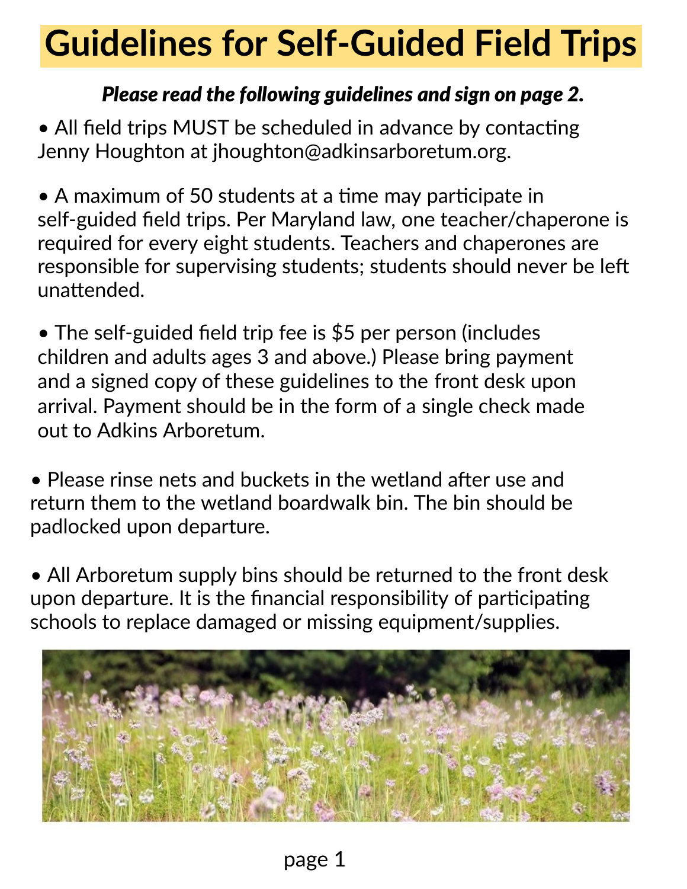# Guidelines for Self-Guided Field Trips

***Please read the following guidelines and sign on page 2.***

- All field trips MUST be scheduled in advance by contacting Jenny Houghton at jhoughton@adkinsarboretum.org.

- A maximum of 50 students at a time may participate in self-guided field trips. Per Maryland law, one teacher/chaperone is required for every eight students. Teachers and chaperones are responsible for supervising students; students should never be left unattended.

- The self-guided field trip fee is $5 per person (includes children and adults ages 3 and above.) Please bring payment and a signed copy of these guidelines to the front desk upon arrival. Payment should be in the form of a single check made out to Adkins Arboretum.

- Please rinse nets and buckets in the wetland after use and return them to the wetland boardwalk bin. The bin should be padlocked upon departure.

- All Arboretum supply bins should be returned to the front desk upon departure. It is the financial responsibility of participating schools to replace damaged or missing equipment/supplies.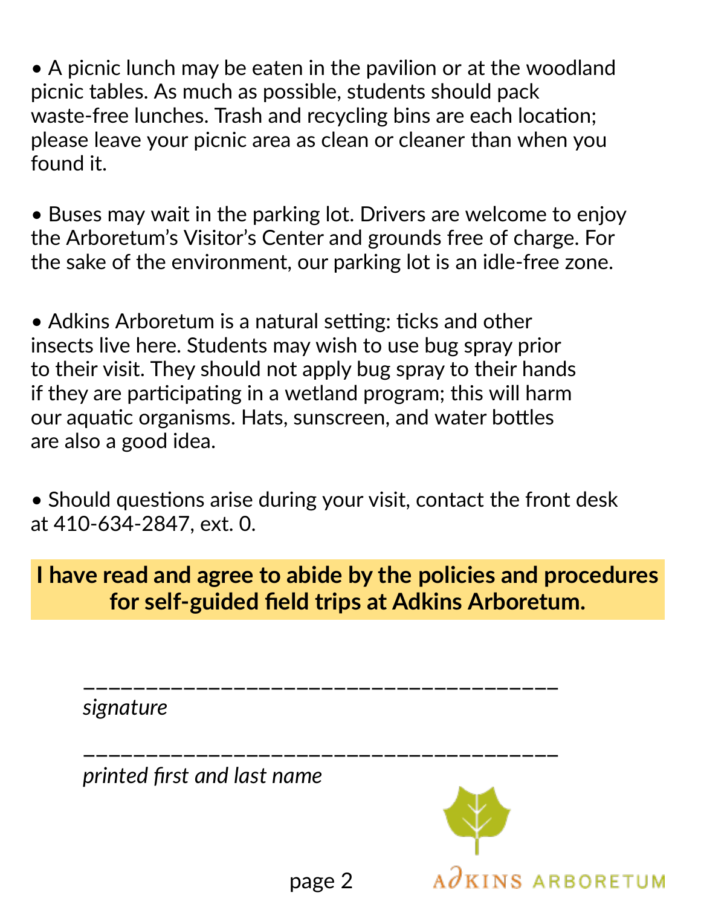• A picnic lunch may be eaten in the pavilion or at the woodland picnic tables. As much as possible, students should pack waste-free lunches. Trash and recycling bins are each location; please leave your picnic area as clean or cleaner than when you found it.

• Buses may wait in the parking lot. Drivers are welcome to enjoy the Arboretum's Visitor's Center and grounds free of charge. For the sake of the environment, our parking lot is an idle-free zone.

• Adkins Arboretum is a natural setting: ticks and other insects live here. Students may wish to use bug spray prior to their visit. They should not apply bug spray to their hands if they are participating in a wetland program; this will harm our aquatic organisms. Hats, sunscreen, and water bottles are also a good idea.

• Should questions arise during your visit, contact the front desk at 410-634-2847, ext. 0.

**I have read and agree to abide by the policies and procedures for self-guided field trips at Adkins Arboretum.**

\_\_\_\_\_\_\_\_\_\_\_\_\_\_\_\_\_\_\_\_\_\_\_\_\_\_\_\_\_\_\_\_\_\_\_\_\_\_\_\_

*signature*

\_\_\_\_\_\_\_\_\_\_\_\_\_\_\_\_\_\_\_\_\_\_\_\_\_\_\_\_\_\_\_\_\_\_\_\_\_\_\_\_

*printed first and last name*

ADKINS ARBORETUM